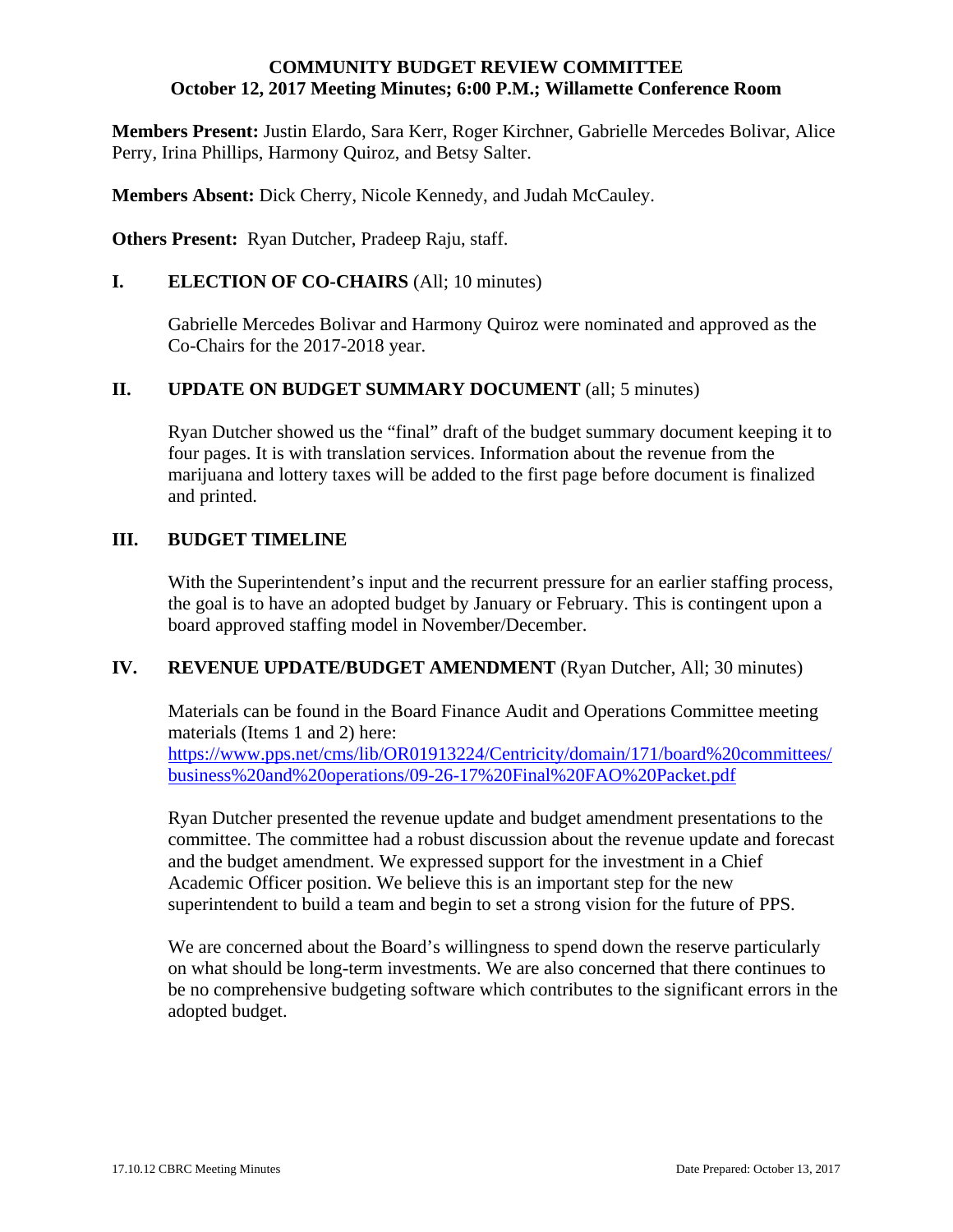# COMMUNITY BUDGET REVIEW COMMITTEE
## October 12, 2017 Meeting Minutes; 6:00 P.M.; Willamette Conference Room

**Members Present:** Justin Elardo, Sara Kerr, Roger Kirchner, Gabrielle Mercedes Bolivar, Alice Perry, Irina Phillips, Harmony Quiroz, and Betsy Salter.

**Members Absent:** Dick Cherry, Nicole Kennedy, and Judah McCauley.

**Others Present:** Ryan Dutcher, Pradeep Raju, staff.

### I. ELECTION OF CO-CHAIRS (All; 10 minutes)

Gabrielle Mercedes Bolivar and Harmony Quiroz were nominated and approved as the Co-Chairs for the 2017-2018 year.

### II. UPDATE ON BUDGET SUMMARY DOCUMENT (all; 5 minutes)

Ryan Dutcher showed us the "final" draft of the budget summary document keeping it to four pages. It is with translation services. Information about the revenue from the marijuana and lottery taxes will be added to the first page before document is finalized and printed.

### III. BUDGET TIMELINE

With the Superintendent's input and the recurrent pressure for an earlier staffing process, the goal is to have an adopted budget by January or February. This is contingent upon a board approved staffing model in November/December.

### IV. REVENUE UPDATE/BUDGET AMENDMENT (Ryan Dutcher, All; 30 minutes)

Materials can be found in the Board Finance Audit and Operations Committee meeting materials (Items 1 and 2) here:
https://www.pps.net/cms/lib/OR01913224/Centricity/domain/171/board%20committees/business%20and%20operations/09-26-17%20Final%20FAO%20Packet.pdf

Ryan Dutcher presented the revenue update and budget amendment presentations to the committee. The committee had a robust discussion about the revenue update and forecast and the budget amendment. We expressed support for the investment in a Chief Academic Officer position. We believe this is an important step for the new superintendent to build a team and begin to set a strong vision for the future of PPS.

We are concerned about the Board's willingness to spend down the reserve particularly on what should be long-term investments. We are also concerned that there continues to be no comprehensive budgeting software which contributes to the significant errors in the adopted budget.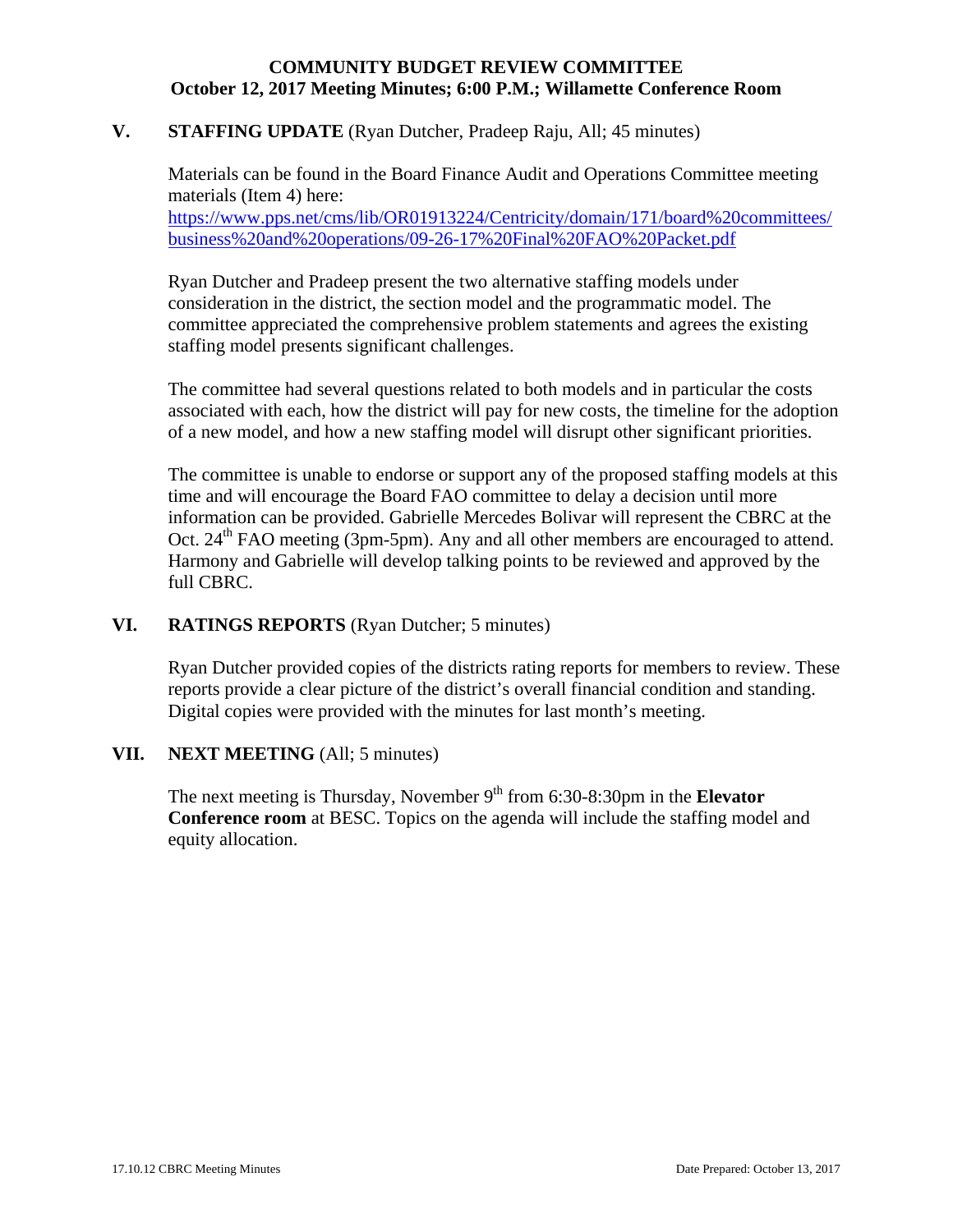**COMMUNITY BUDGET REVIEW COMMITTEE**
**October 12, 2017 Meeting Minutes; 6:00 P.M.; Willamette Conference Room**

## V. STAFFING UPDATE (Ryan Dutcher, Pradeep Raju, All; 45 minutes)

Materials can be found in the Board Finance Audit and Operations Committee meeting materials (Item 4) here:
[https://www.pps.net/cms/lib/OR01913224/Centricity/domain/171/board%20committees/business%20and%20operations/09-26-17%20Final%20FAO%20Packet.pdf](https://www.pps.net/cms/lib/OR01913224/Centricity/domain/171/board%20committees/business%20and%20operations/09-26-17%20Final%20FAO%20Packet.pdf)

Ryan Dutcher and Pradeep present the two alternative staffing models under consideration in the district, the section model and the programmatic model. The committee appreciated the comprehensive problem statements and agrees the existing staffing model presents significant challenges.

The committee had several questions related to both models and in particular the costs associated with each, how the district will pay for new costs, the timeline for the adoption of a new model, and how a new staffing model will disrupt other significant priorities.

The committee is unable to endorse or support any of the proposed staffing models at this time and will encourage the Board FAO committee to delay a decision until more information can be provided. Gabrielle Mercedes Bolivar will represent the CBRC at the Oct. 24th FAO meeting (3pm-5pm). Any and all other members are encouraged to attend. Harmony and Gabrielle will develop talking points to be reviewed and approved by the full CBRC.

## VI. RATINGS REPORTS (Ryan Dutcher; 5 minutes)

Ryan Dutcher provided copies of the districts rating reports for members to review. These reports provide a clear picture of the district's overall financial condition and standing. Digital copies were provided with the minutes for last month's meeting.

## VII. NEXT MEETING (All; 5 minutes)

The next meeting is Thursday, November 9th from 6:30-8:30pm in the **Elevator Conference room** at BESC. Topics on the agenda will include the staffing model and equity allocation.